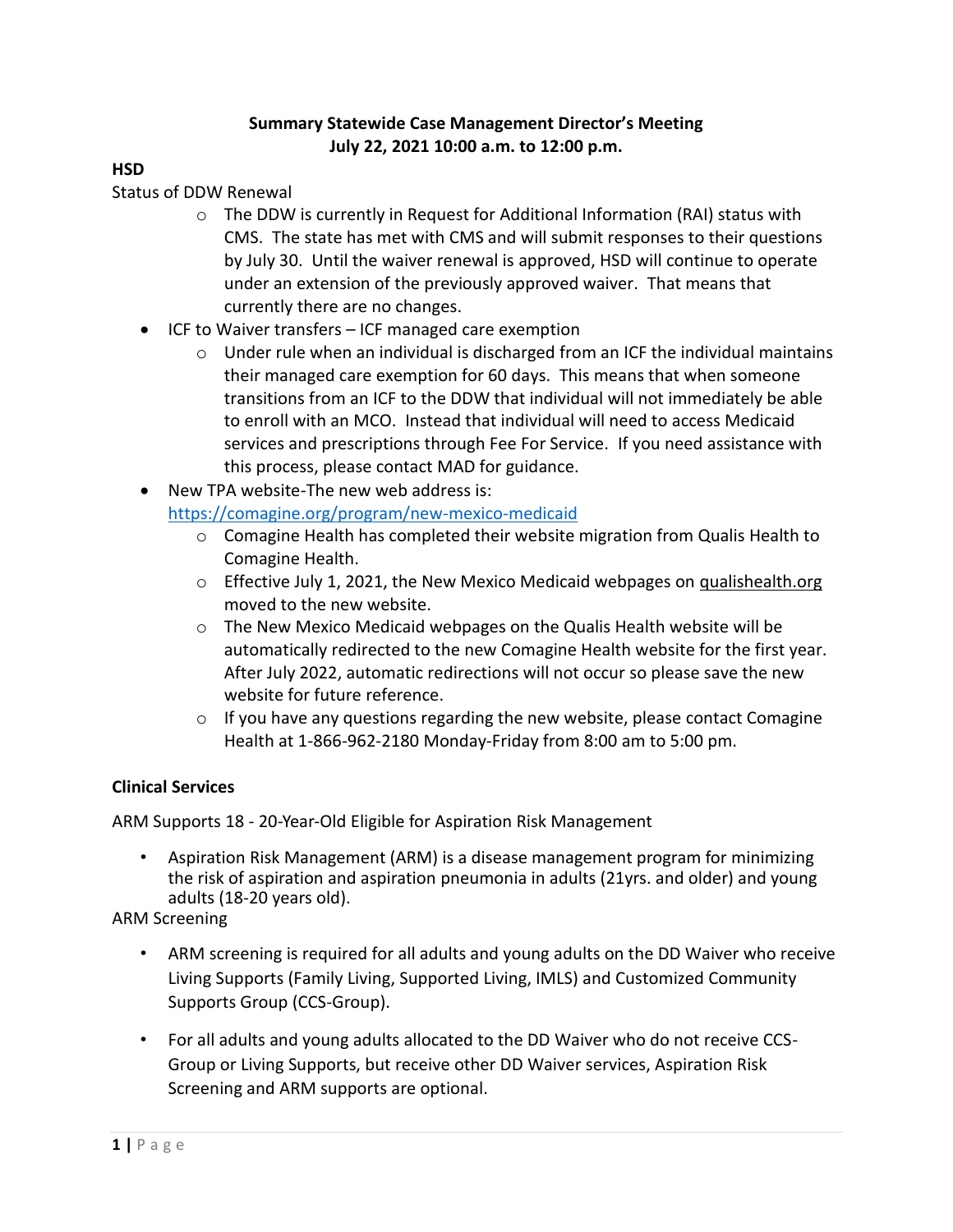**Summary Statewide Case Management Director's Meeting**
**July 22, 2021 10:00 a.m. to 12:00 p.m.**

**HSD**

Status of DDW Renewal

- The DDW is currently in Request for Additional Information (RAI) status with CMS. The state has met with CMS and will submit responses to their questions by July 30. Until the waiver renewal is approved, HSD will continue to operate under an extension of the previously approved waiver. That means that currently there are no changes.

- ICF to Waiver transfers – ICF managed care exemption
  - Under rule when an individual is discharged from an ICF the individual maintains their managed care exemption for 60 days. This means that when someone transitions from an ICF to the DDW that individual will not immediately be able to enroll with an MCO. Instead that individual will need to access Medicaid services and prescriptions through Fee For Service. If you need assistance with this process, please contact MAD for guidance.
- New TPA website-The new web address is: https://comagine.org/program/new-mexico-medicaid
  - Comagine Health has completed their website migration from Qualis Health to Comagine Health.
  - Effective July 1, 2021, the New Mexico Medicaid webpages on qualishealth.org moved to the new website.
  - The New Mexico Medicaid webpages on the Qualis Health website will be automatically redirected to the new Comagine Health website for the first year. After July 2022, automatic redirections will not occur so please save the new website for future reference.
  - If you have any questions regarding the new website, please contact Comagine Health at 1-866-962-2180 Monday-Friday from 8:00 am to 5:00 pm.

**Clinical Services**

ARM Supports 18 - 20-Year-Old Eligible for Aspiration Risk Management

- Aspiration Risk Management (ARM) is a disease management program for minimizing the risk of aspiration and aspiration pneumonia in adults (21yrs. and older) and young adults (18-20 years old).

ARM Screening

- ARM screening is required for all adults and young adults on the DD Waiver who receive Living Supports (Family Living, Supported Living, IMLS) and Customized Community Supports Group (CCS-Group).

- For all adults and young adults allocated to the DD Waiver who do not receive CCS-Group or Living Supports, but receive other DD Waiver services, Aspiration Risk Screening and ARM supports are optional.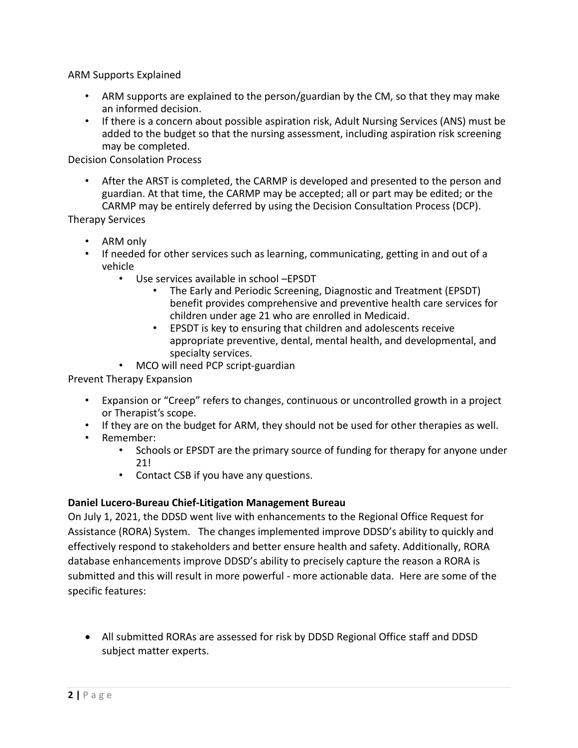ARM Supports Explained

- ARM supports are explained to the person/guardian by the CM, so that they may make an informed decision.
- If there is a concern about possible aspiration risk, Adult Nursing Services (ANS) must be added to the budget so that the nursing assessment, including aspiration risk screening may be completed.

Decision Consolation Process

- After the ARST is completed, the CARMP is developed and presented to the person and guardian. At that time, the CARMP may be accepted; all or part may be edited; or the CARMP may be entirely deferred by using the Decision Consultation Process (DCP).

Therapy Services

- ARM only
- If needed for other services such as learning, communicating, getting in and out of a vehicle
    - Use services available in school –EPSDT
        - The Early and Periodic Screening, Diagnostic and Treatment (EPSDT) benefit provides comprehensive and preventive health care services for children under age 21 who are enrolled in Medicaid.
        - EPSDT is key to ensuring that children and adolescents receive appropriate preventive, dental, mental health, and developmental, and specialty services.
    - MCO will need PCP script-guardian

Prevent Therapy Expansion

- Expansion or "Creep" refers to changes, continuous or uncontrolled growth in a project or Therapist's scope.
- If they are on the budget for ARM, they should not be used for other therapies as well.
- Remember:
    - Schools or EPSDT are the primary source of funding for therapy for anyone under 21!
    - Contact CSB if you have any questions.

**Daniel Lucero-Bureau Chief-Litigation Management Bureau**

On July 1, 2021, the DDSD went live with enhancements to the Regional Office Request for Assistance (RORA) System. The changes implemented improve DDSD's ability to quickly and effectively respond to stakeholders and better ensure health and safety. Additionally, RORA database enhancements improve DDSD's ability to precisely capture the reason a RORA is submitted and this will result in more powerful - more actionable data. Here are some of the specific features:

- All submitted RORAs are assessed for risk by DDSD Regional Office staff and DDSD subject matter experts.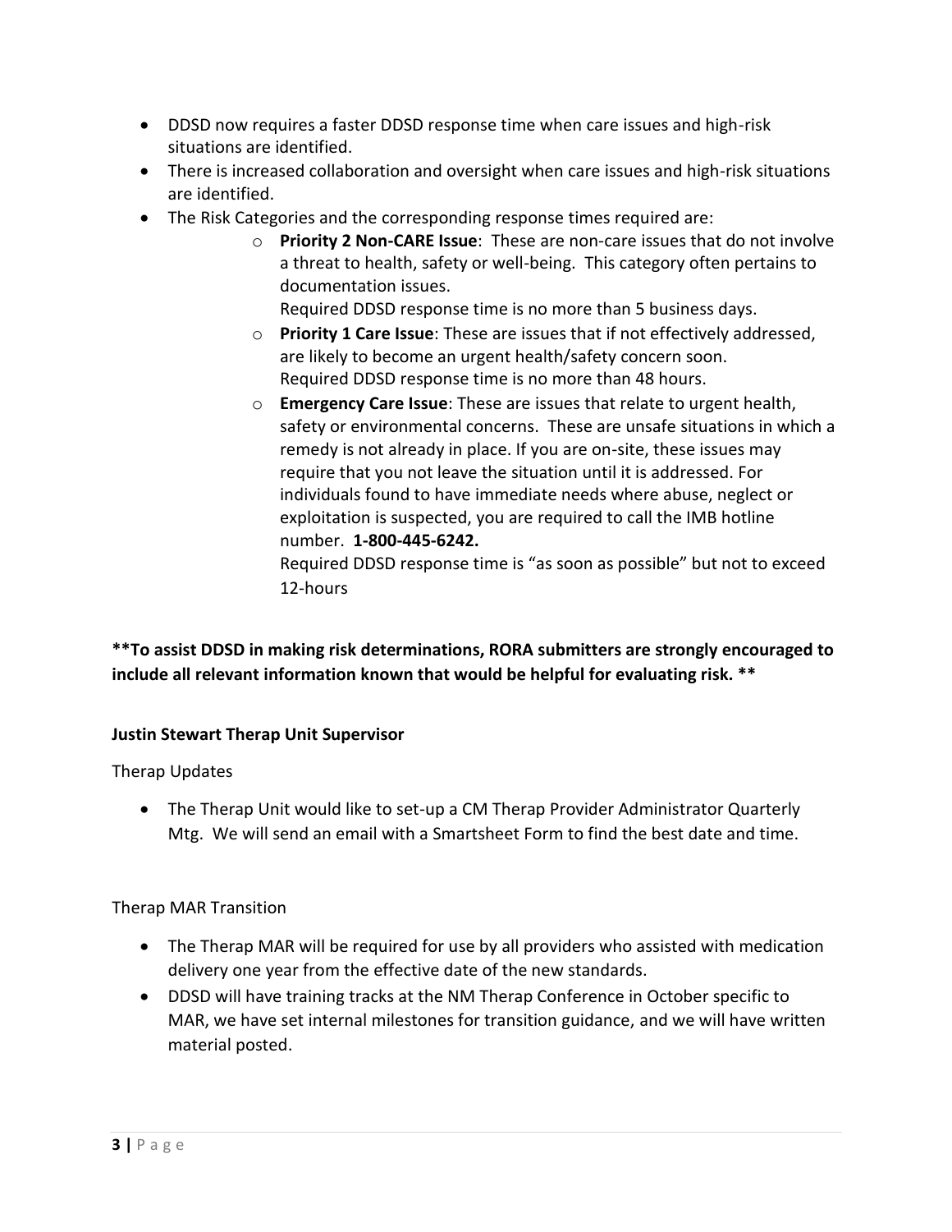- DDSD now requires a faster DDSD response time when care issues and high-risk situations are identified.
- There is increased collaboration and oversight when care issues and high-risk situations are identified.
- The Risk Categories and the corresponding response times required are:
    - **Priority 2 Non-CARE Issue**: These are non-care issues that do not involve a threat to health, safety or well-being. This category often pertains to documentation issues.
      Required DDSD response time is no more than 5 business days.
    - **Priority 1 Care Issue**: These are issues that if not effectively addressed, are likely to become an urgent health/safety concern soon.
      Required DDSD response time is no more than 48 hours.
    - **Emergency Care Issue**: These are issues that relate to urgent health, safety or environmental concerns. These are unsafe situations in which a remedy is not already in place. If you are on-site, these issues may require that you not leave the situation until it is addressed. For individuals found to have immediate needs where abuse, neglect or exploitation is suspected, you are required to call the IMB hotline number. **1-800-445-6242.**
      Required DDSD response time is "as soon as possible" but not to exceed 12-hours

**\*\*To assist DDSD in making risk determinations, RORA submitters are strongly encouraged to include all relevant information known that would be helpful for evaluating risk. \*\***

**Justin Stewart Therap Unit Supervisor**

Therap Updates

- The Therap Unit would like to set-up a CM Therap Provider Administrator Quarterly Mtg. We will send an email with a Smartsheet Form to find the best date and time.

Therap MAR Transition

- The Therap MAR will be required for use by all providers who assisted with medication delivery one year from the effective date of the new standards.
- DDSD will have training tracks at the NM Therap Conference in October specific to MAR, we have set internal milestones for transition guidance, and we will have written material posted.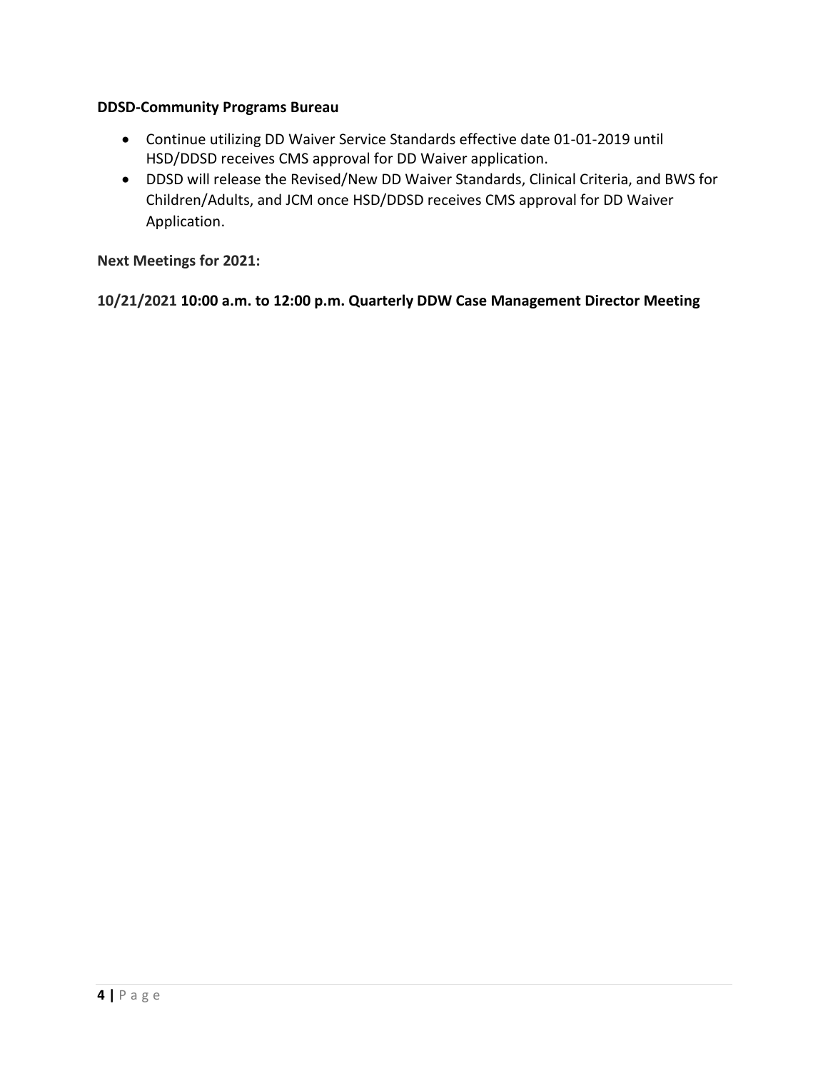**DDSD-Community Programs Bureau**

- Continue utilizing DD Waiver Service Standards effective date 01-01-2019 until HSD/DDSD receives CMS approval for DD Waiver application.
- DDSD will release the Revised/New DD Waiver Standards, Clinical Criteria, and BWS for Children/Adults, and JCM once HSD/DDSD receives CMS approval for DD Waiver Application.

**Next Meetings for 2021:**

**10/21/2021 10:00 a.m. to 12:00 p.m. Quarterly DDW Case Management Director Meeting**